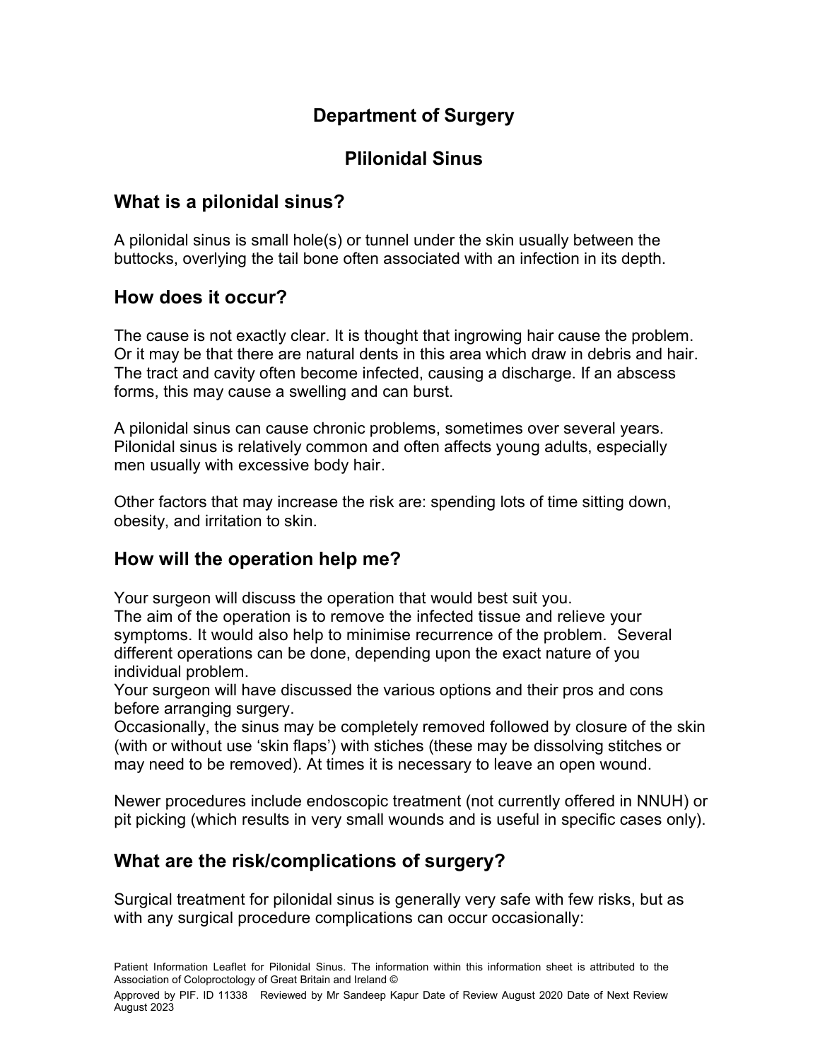# Department of Surgery

# Plilonidal Sinus

## What is a pilonidal sinus?

A pilonidal sinus is small hole(s) or tunnel under the skin usually between the buttocks, overlying the tail bone often associated with an infection in its depth.

## How does it occur?

The cause is not exactly clear. It is thought that ingrowing hair cause the problem. Or it may be that there are natural dents in this area which draw in debris and hair. The tract and cavity often become infected, causing a discharge. If an abscess forms, this may cause a swelling and can burst.

A pilonidal sinus can cause chronic problems, sometimes over several years. Pilonidal sinus is relatively common and often affects young adults, especially men usually with excessive body hair.

Other factors that may increase the risk are: spending lots of time sitting down, obesity, and irritation to skin.

## How will the operation help me?

Your surgeon will discuss the operation that would best suit you.
The aim of the operation is to remove the infected tissue and relieve your symptoms. It would also help to minimise recurrence of the problem. Several different operations can be done, depending upon the exact nature of you individual problem.
Your surgeon will have discussed the various options and their pros and cons before arranging surgery.
Occasionally, the sinus may be completely removed followed by closure of the skin (with or without use 'skin flaps') with stiches (these may be dissolving stitches or may need to be removed). At times it is necessary to leave an open wound.

Newer procedures include endoscopic treatment (not currently offered in NNUH) or pit picking (which results in very small wounds and is useful in specific cases only).

## What are the risk/complications of surgery?

Surgical treatment for pilonidal sinus is generally very safe with few risks, but as with any surgical procedure complications can occur occasionally:

Patient Information Leaflet for Pilonidal Sinus. The information within this information sheet is attributed to the Association of Coloproctology of Great Britain and Ireland ©

Approved by PIF. ID 11338 Reviewed by Mr Sandeep Kapur Date of Review August 2020 Date of Next Review August 2023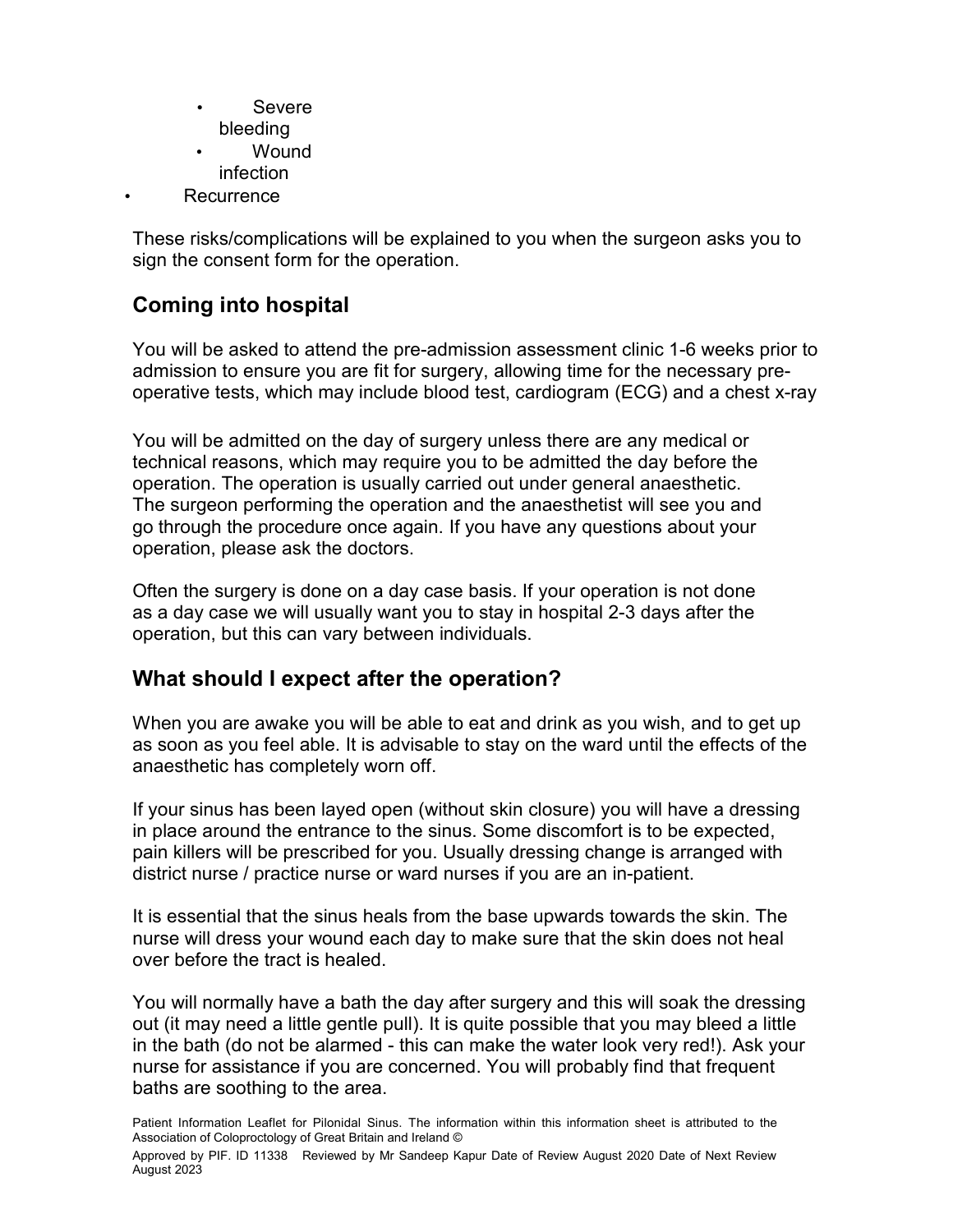- Severe bleeding
- Wound infection
- Recurrence

These risks/complications will be explained to you when the surgeon asks you to sign the consent form for the operation.

## Coming into hospital

You will be asked to attend the pre-admission assessment clinic 1-6 weeks prior to admission to ensure you are fit for surgery, allowing time for the necessary pre-operative tests, which may include blood test, cardiogram (ECG) and a chest x-ray

You will be admitted on the day of surgery unless there are any medical or technical reasons, which may require you to be admitted the day before the operation. The operation is usually carried out under general anaesthetic. The surgeon performing the operation and the anaesthetist will see you and go through the procedure once again. If you have any questions about your operation, please ask the doctors.

Often the surgery is done on a day case basis. If your operation is not done as a day case we will usually want you to stay in hospital 2-3 days after the operation, but this can vary between individuals.

## What should I expect after the operation?

When you are awake you will be able to eat and drink as you wish, and to get up as soon as you feel able. It is advisable to stay on the ward until the effects of the anaesthetic has completely worn off.

If your sinus has been layed open (without skin closure) you will have a dressing in place around the entrance to the sinus. Some discomfort is to be expected, pain killers will be prescribed for you. Usually dressing change is arranged with district nurse / practice nurse or ward nurses if you are an in-patient.

It is essential that the sinus heals from the base upwards towards the skin. The nurse will dress your wound each day to make sure that the skin does not heal over before the tract is healed.

You will normally have a bath the day after surgery and this will soak the dressing out (it may need a little gentle pull). It is quite possible that you may bleed a little in the bath (do not be alarmed - this can make the water look very red!). Ask your nurse for assistance if you are concerned. You will probably find that frequent baths are soothing to the area.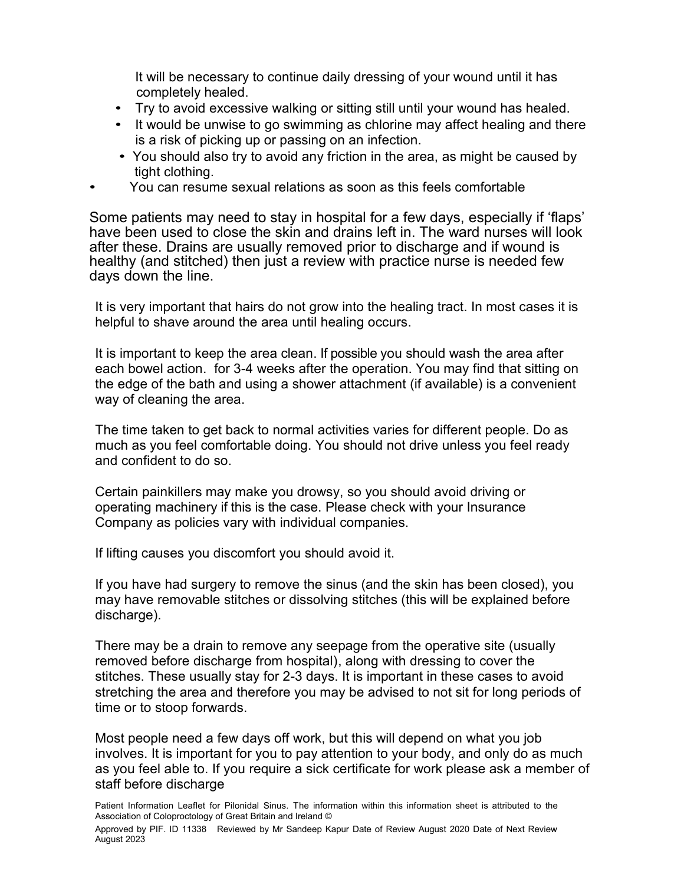It will be necessary to continue daily dressing of your wound until it has completely healed.

- Try to avoid excessive walking or sitting still until your wound has healed.
- It would be unwise to go swimming as chlorine may affect healing and there is a risk of picking up or passing on an infection.
- You should also try to avoid any friction in the area, as might be caused by tight clothing.
- You can resume sexual relations as soon as this feels comfortable

Some patients may need to stay in hospital for a few days, especially if 'flaps' have been used to close the skin and drains left in. The ward nurses will look after these. Drains are usually removed prior to discharge and if wound is healthy (and stitched) then just a review with practice nurse is needed few days down the line.

It is very important that hairs do not grow into the healing tract. In most cases it is helpful to shave around the area until healing occurs.

It is important to keep the area clean. If possible you should wash the area after each bowel action. for 3-4 weeks after the operation. You may find that sitting on the edge of the bath and using a shower attachment (if available) is a convenient way of cleaning the area.

The time taken to get back to normal activities varies for different people. Do as much as you feel comfortable doing. You should not drive unless you feel ready and confident to do so.

Certain painkillers may make you drowsy, so you should avoid driving or operating machinery if this is the case. Please check with your Insurance Company as policies vary with individual companies.

If lifting causes you discomfort you should avoid it.

If you have had surgery to remove the sinus (and the skin has been closed), you may have removable stitches or dissolving stitches (this will be explained before discharge).

There may be a drain to remove any seepage from the operative site (usually removed before discharge from hospital), along with dressing to cover the stitches. These usually stay for 2-3 days. It is important in these cases to avoid stretching the area and therefore you may be advised to not sit for long periods of time or to stoop forwards.

Most people need a few days off work, but this will depend on what you job involves. It is important for you to pay attention to your body, and only do as much as you feel able to. If you require a sick certificate for work please ask a member of staff before discharge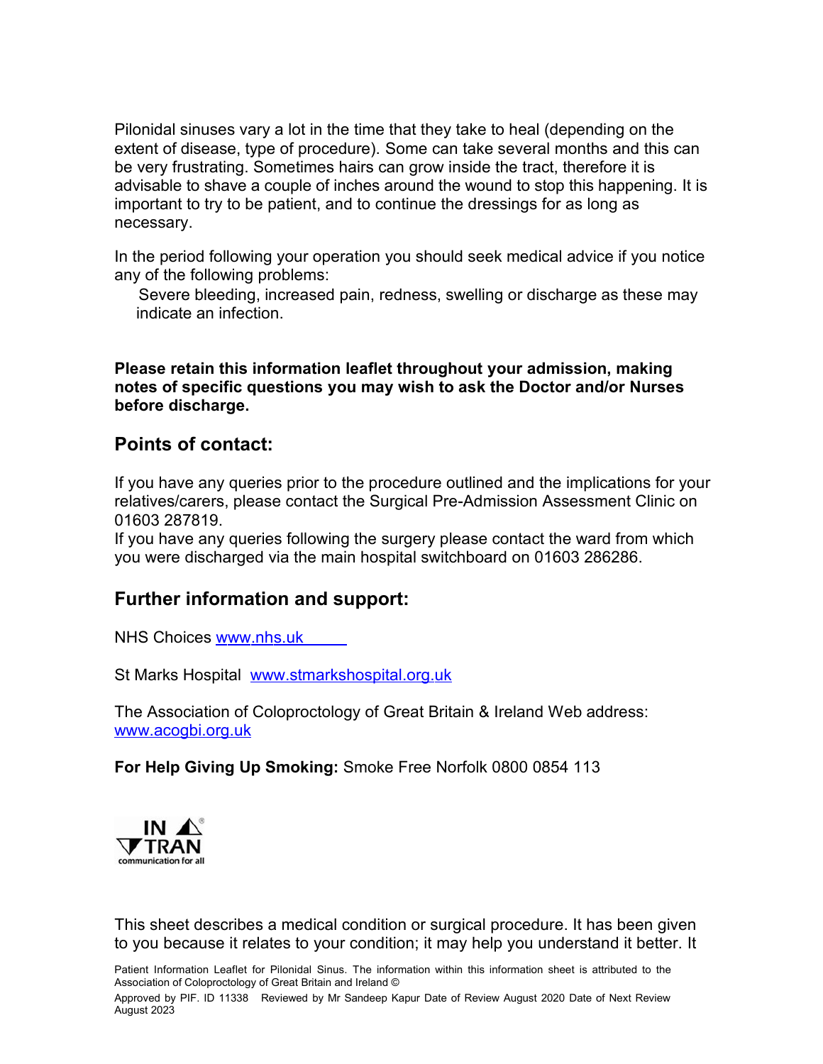Pilonidal sinuses vary a lot in the time that they take to heal (depending on the extent of disease, type of procedure). Some can take several months and this can be very frustrating. Sometimes hairs can grow inside the tract, therefore it is advisable to shave a couple of inches around the wound to stop this happening. It is important to try to be patient, and to continue the dressings for as long as necessary.

In the period following your operation you should seek medical advice if you notice any of the following problems:

- Severe bleeding, increased pain, redness, swelling or discharge as these may indicate an infection.

**Please retain this information leaflet throughout your admission, making notes of specific questions you may wish to ask the Doctor and/or Nurses before discharge.**

## Points of contact:

If you have any queries prior to the procedure outlined and the implications for your relatives/carers, please contact the Surgical Pre-Admission Assessment Clinic on 01603 287819.

If you have any queries following the surgery please contact the ward from which you were discharged via the main hospital switchboard on 01603 286286.

## Further information and support:

NHS Choices www.nhs.uk

St Marks Hospital www.stmarkshospital.org.uk

The Association of Coloproctology of Great Britain & Ireland Web address: www.acogbi.org.uk

**For Help Giving Up Smoking:** Smoke Free Norfolk 0800 0854 113

IN TRAN communication for all

This sheet describes a medical condition or surgical procedure. It has been given to you because it relates to your condition; it may help you understand it better. It

Patient Information Leaflet for Pilonidal Sinus. The information within this information sheet is attributed to the Association of Coloproctology of Great Britain and Ireland ©

Approved by PIF. ID 11338 Reviewed by Mr Sandeep Kapur Date of Review August 2020 Date of Next Review August 2023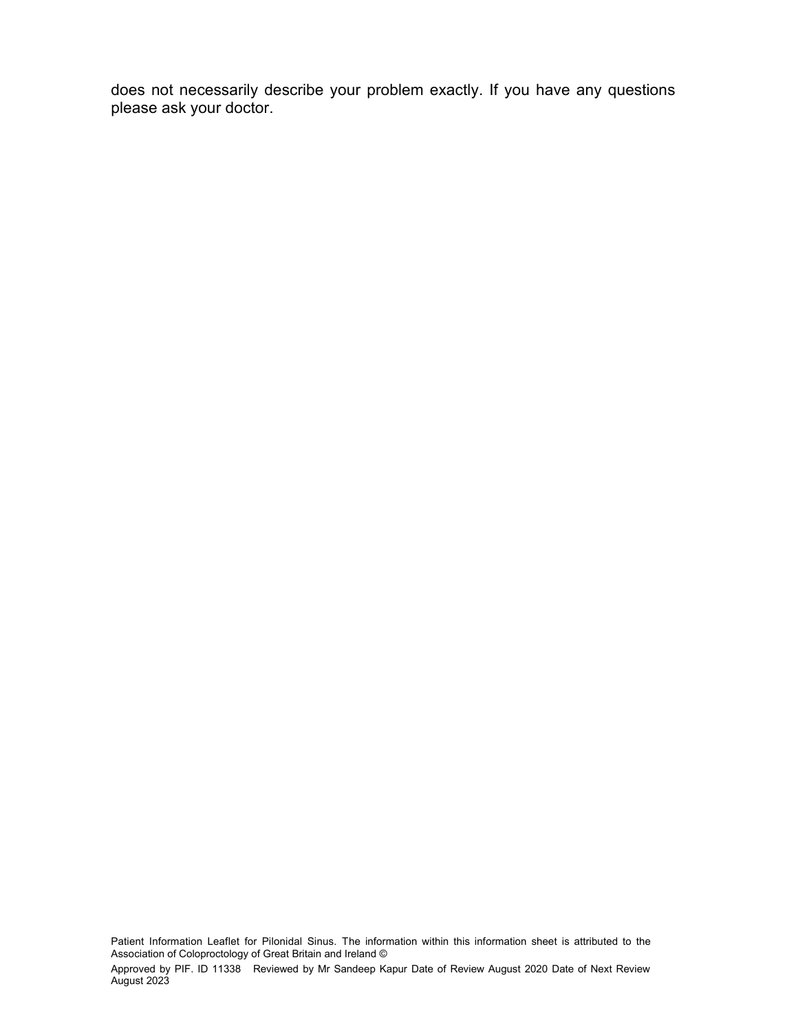does not necessarily describe your problem exactly. If you have any questions please ask your doctor.